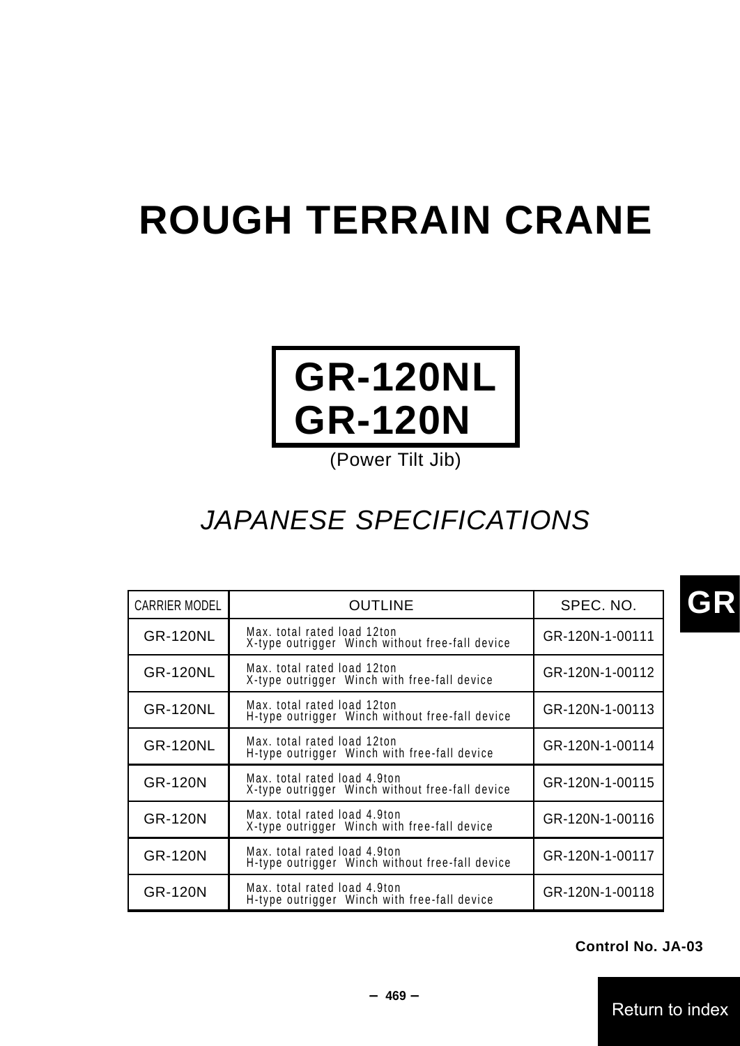# ROUGH TERRAIN CRANE

## GR-120NL
## GR-120N

(Power Tilt Jib)

*JAPANESE SPECIFICATIONS*

GR

| CARRIER MODEL | OUTLINE | SPEC. NO. |
|---|---|---|
| GR-120NL | Max. total rated load 12ton<br>X-type outrigger Winch without free-fall device | GR-120N-1-00111 |
| GR-120NL | Max. total rated load 12ton<br>X-type outrigger Winch with free-fall device | GR-120N-1-00112 |
| GR-120NL | Max. total rated load 12ton<br>H-type outrigger Winch without free-fall device | GR-120N-1-00113 |
| GR-120NL | Max. total rated load 12ton<br>H-type outrigger Winch with free-fall device | GR-120N-1-00114 |
| GR-120N | Max. total rated load 4.9ton<br>X-type outrigger Winch without free-fall device | GR-120N-1-00115 |
| GR-120N | Max. total rated load 4.9ton<br>X-type outrigger Winch with free-fall device | GR-120N-1-00116 |
| GR-120N | Max. total rated load 4.9ton<br>H-type outrigger Winch without free-fall device | GR-120N-1-00117 |
| GR-120N | Max. total rated load 4.9ton<br>H-type outrigger Winch with free-fall device | GR-120N-1-00118 |

**Control No. JA-03**

Return to index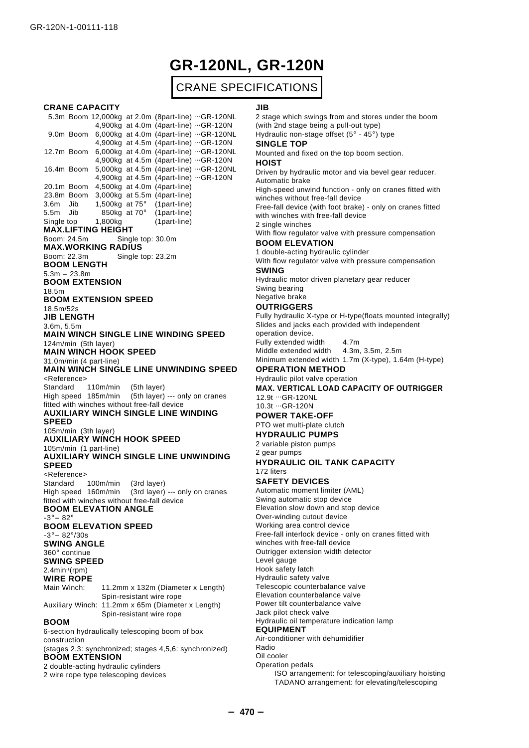# GR-120NL, GR-120N

## CRANE SPECIFICATIONS

**CRANE CAPACITY**

| | | | |
|---|---|---|---|
| 5.3m Boom | 12,000kg at 2.0m | (8part-line) | ···GR-120NL |
| | 4,900kg at 4.0m | (4part-line) | ···GR-120N |
| 9.0m Boom | 6,000kg at 4.0m | (4part-line) | ···GR-120NL |
| | 4,900kg at 4.5m | (4part-line) | ···GR-120N |
| 12.7m Boom | 6,000kg at 4.0m | (4part-line) | ···GR-120NL |
| | 4,900kg at 4.5m | (4part-line) | ···GR-120N |
| 16.4m Boom | 5,000kg at 4.5m | (4part-line) | ···GR-120NL |
| | 4,900kg at 4.5m | (4part-line) | ···GR-120N |
| 20.1m Boom | 4,500kg at 4.0m | (4part-line) | |
| 23.8m Boom | 3,000kg at 5.5m | (4part-line) | |
| 3.6m Jib | 1,500kg at 75° | (1part-line) | |
| 5.5m Jib | 850kg at 70° | (1part-line) | |
| Single top | 1,800kg | (1part-line) | |

**MAX.LIFTING HEIGHT**
Boom: 24.5m Single top: 30.0m

**MAX.WORKING RADIUS**
Boom: 22.3m Single top: 23.2m

**BOOM LENGTH**
5.3m – 23.8m

**BOOM EXTENSION**
18.5m

**BOOM EXTENSION SPEED**
18.5m/52s

**JIB LENGTH**
3.6m, 5.5m

**MAIN WINCH SINGLE LINE WINDING SPEED**
124m/min (5th layer)

**MAIN WINCH HOOK SPEED**
31.0m/min (4 part-line)

**MAIN WINCH SINGLE LINE UNWINDING SPEED**
<Reference>
Standard 110m/min (5th layer)
High speed 185m/min (5th layer) --- only on cranes fitted with winches without free-fall device

**AUXILIARY WINCH SINGLE LINE WINDING SPEED**
105m/min (3th layer)

**AUXILIARY WINCH HOOK SPEED**
105m/min (1 part-line)

**AUXILIARY WINCH SINGLE LINE UNWINDING SPEED**
<Reference>
Standard 100m/min (3rd layer)
High speed 160m/min (3rd layer) --- only on cranes fitted with winches without free-fall device

**BOOM ELEVATION ANGLE**
-3° – 82°

**BOOM ELEVATION SPEED**
-3° – 82°/30s

**SWING ANGLE**
360° continue

**SWING SPEED**
$2.4min^{-1}$(rpm)

**WIRE ROPE**
Main Winch: 11.2mm x 132m (Diameter x Length) Spin-resistant wire rope
Auxiliary Winch: 11.2mm x 65m (Diameter x Length) Spin-resistant wire rope

**BOOM**
6-section hydraulically telescoping boom of box construction
(stages 2,3: synchronized; stages 4,5,6: synchronized)

**BOOM EXTENSION**
2 double-acting hydraulic cylinders
2 wire rope type telescoping devices

**JIB**
2 stage which swings from and stores under the boom (with 2nd stage being a pull-out type)
Hydraulic non-stage offset (5° - 45°) type

**SINGLE TOP**
Mounted and fixed on the top boom section.

**HOIST**
Driven by hydraulic motor and via bevel gear reducer.
Automatic brake
High-speed unwind function - only on cranes fitted with winches without free-fall device
Free-fall device (with foot brake) - only on cranes fitted with winches with free-fall device
2 single winches
With flow regulator valve with pressure compensation

**BOOM ELEVATION**
1 double-acting hydraulic cylinder
With flow regulator valve with pressure compensation

**SWING**
Hydraulic motor driven planetary gear reducer
Swing bearing
Negative brake

**OUTRIGGERS**
Fully hydraulic X-type or H-type(floats mounted integrally)
Slides and jacks each provided with independent operation device.
Fully extended width 4.7m
Middle extended width 4.3m, 3.5m, 2.5m
Minimum extended width 1.7m (X-type), 1.64m (H-type)

**OPERATION METHOD**
Hydraulic pilot valve operation

**MAX. VERTICAL LOAD CAPACITY OF OUTRIGGER**
12.9t ···GR-120NL
10.3t ···GR-120N

**POWER TAKE-OFF**
PTO wet multi-plate clutch

**HYDRAULIC PUMPS**
2 variable piston pumps
2 gear pumps

**HYDRAULIC OIL TANK CAPACITY**
172 liters

**SAFETY DEVICES**
Automatic moment limiter (AML)
Swing automatic stop device
Elevation slow down and stop device
Over-winding cutout device
Working area control device
Free-fall interlock device - only on cranes fitted with winches with free-fall device
Outrigger extension width detector
Level gauge
Hook safety latch
Hydraulic safety valve
Telescopic counterbalance valve
Elevation counterbalance valve
Power tilt counterbalance valve
Jack pilot check valve
Hydraulic oil temperature indication lamp

**EQUIPMENT**
Air-conditioner with dehumidifier
Radio
Oil cooler
Operation pedals
 ISO arrangement: for telescoping/auxiliary hoisting
 TADANO arrangement: for elevating/telescoping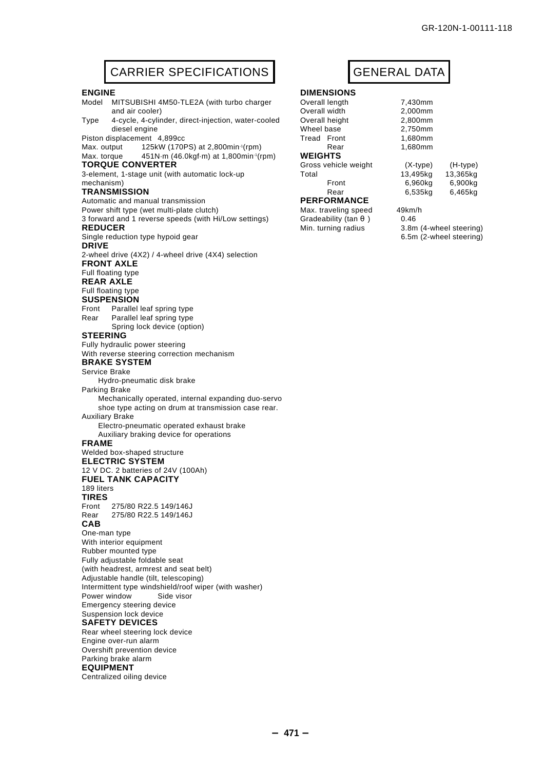# CARRIER SPECIFICATIONS

### ENGINE

Model MITSUBISHI 4M50-TLE2A (with turbo charger and air cooler)

Type 4-cycle, 4-cylinder, direct-injection, water-cooled diesel engine

Piston displacement 4,899cc

Max. output 125kW (170PS) at 2,800min$^{-1}$(rpm)

Max. torque 451N·m (46.0kgf·m) at 1,800min$^{-1}$(rpm)

### TORQUE CONVERTER

3-element, 1-stage unit (with automatic lock-up mechanism)

### TRANSMISSION

Automatic and manual transmission

Power shift type (wet multi-plate clutch)

3 forward and 1 reverse speeds (with Hi/Low settings)

### REDUCER

Single reduction type hypoid gear

### DRIVE

2-wheel drive (4X2) / 4-wheel drive (4X4) selection

### FRONT AXLE

Full floating type

### REAR AXLE

Full floating type

### SUSPENSION

Front Parallel leaf spring type

Rear Parallel leaf spring type

Spring lock device (option)

### STEERING

Fully hydraulic power steering

With reverse steering correction mechanism

### BRAKE SYSTEM

Service Brake

Hydro-pneumatic disk brake

Parking Brake

Mechanically operated, internal expanding duo-servo shoe type acting on drum at transmission case rear.

Auxiliary Brake

Electro-pneumatic operated exhaust brake

Auxiliary braking device for operations

### FRAME

Welded box-shaped structure

### ELECTRIC SYSTEM

12 V DC. 2 batteries of 24V (100Ah)

### FUEL TANK CAPACITY

189 liters

### TIRES

Front 275/80 R22.5 149/146J

Rear 275/80 R22.5 149/146J

### CAB

One-man type

With interior equipment

Rubber mounted type

Fully adjustable foldable seat

(with headrest, armrest and seat belt)

Adjustable handle (tilt, telescoping)

Intermittent type windshield/roof wiper (with washer)

Power window Side visor

Emergency steering device

Suspension lock device

### SAFETY DEVICES

Rear wheel steering lock device

Engine over-run alarm

Overshift prevention device

Parking brake alarm

### EQUIPMENT

Centralized oiling device

# GENERAL DATA

### DIMENSIONS

| | |
|---|---|
| Overall length | 7,430mm |
| Overall width | 2,000mm |
| Overall height | 2,800mm |
| Wheel base | 2,750mm |
| Tread Front | 1,680mm |
| Rear | 1,680mm |

### WEIGHTS

| Gross vehicle weight | (X-type) | (H-type) |
|---|---|---|
| Total | 13,495kg | 13,365kg |
| Front | 6,960kg | 6,900kg |
| Rear | 6,535kg | 6,465kg |

### PERFORMANCE

| | |
|---|---|
| Max. traveling speed | 49km/h |
| Gradeability (tan θ) | 0.46 |
| Min. turning radius | 3.8m (4-wheel steering) |
| | 6.5m (2-wheel steering) |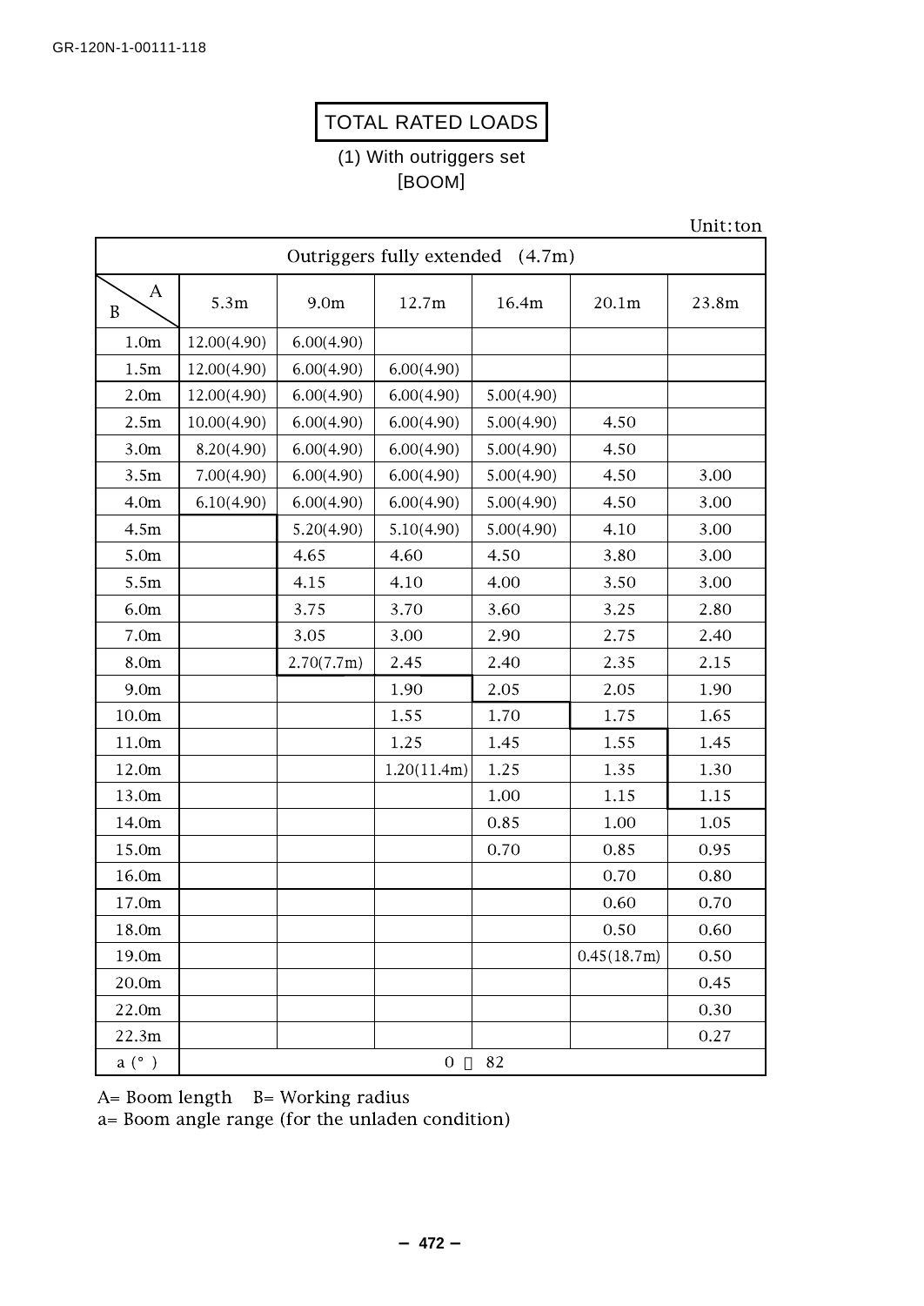GR-120N-1-00111-118

# TOTAL RATED LOADS

(1) With outriggers set
[BOOM]

Unit:ton

| Outriggers fully extended (4.7m) | | | | | | |
|---|---|---|---|---|---|---|
| B \ A | 5.3m | 9.0m | 12.7m | 16.4m | 20.1m | 23.8m |
| 1.0m | 12.00(4.90) | 6.00(4.90) | | | | |
| 1.5m | 12.00(4.90) | 6.00(4.90) | 6.00(4.90) | | | |
| 2.0m | 12.00(4.90) | 6.00(4.90) | 6.00(4.90) | 5.00(4.90) | | |
| 2.5m | 10.00(4.90) | 6.00(4.90) | 6.00(4.90) | 5.00(4.90) | 4.50 | |
| 3.0m | 8.20(4.90) | 6.00(4.90) | 6.00(4.90) | 5.00(4.90) | 4.50 | |
| 3.5m | 7.00(4.90) | 6.00(4.90) | 6.00(4.90) | 5.00(4.90) | 4.50 | 3.00 |
| 4.0m | 6.10(4.90) | 6.00(4.90) | 6.00(4.90) | 5.00(4.90) | 4.50 | 3.00 |
| 4.5m | | 5.20(4.90) | 5.10(4.90) | 5.00(4.90) | 4.10 | 3.00 |
| 5.0m | | 4.65 | 4.60 | 4.50 | 3.80 | 3.00 |
| 5.5m | | 4.15 | 4.10 | 4.00 | 3.50 | 3.00 |
| 6.0m | | 3.75 | 3.70 | 3.60 | 3.25 | 2.80 |
| 7.0m | | 3.05 | 3.00 | 2.90 | 2.75 | 2.40 |
| 8.0m | | 2.70(7.7m) | 2.45 | 2.40 | 2.35 | 2.15 |
| 9.0m | | | 1.90 | 2.05 | 2.05 | 1.90 |
| 10.0m | | | 1.55 | 1.70 | 1.75 | 1.65 |
| 11.0m | | | 1.25 | 1.45 | 1.55 | 1.45 |
| 12.0m | | | 1.20(11.4m) | 1.25 | 1.35 | 1.30 |
| 13.0m | | | | 1.00 | 1.15 | 1.15 |
| 14.0m | | | | 0.85 | 1.00 | 1.05 |
| 15.0m | | | | 0.70 | 0.85 | 0.95 |
| 16.0m | | | | | 0.70 | 0.80 |
| 17.0m | | | | | 0.60 | 0.70 |
| 18.0m | | | | | 0.50 | 0.60 |
| 19.0m | | | | | 0.45(18.7m) | 0.50 |
| 20.0m | | | | | | 0.45 |
| 22.0m | | | | | | 0.30 |
| 22.3m | | | | | | 0.27 |
| a (°) | 0 ～ 82 | | | | | |

A= Boom length B= Working radius
a= Boom angle range (for the unladen condition)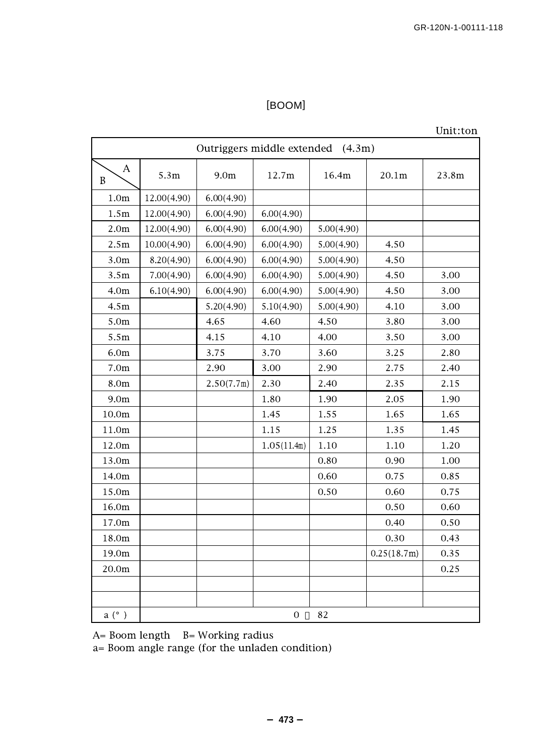[BOOM]

Unit:ton

| Outriggers middle extended (4.3m) | | | | | | |
|---|---|---|---|---|---|---|
| B \ A | 5.3m | 9.0m | 12.7m | 16.4m | 20.1m | 23.8m |
| 1.0m | 12.00(4.90) | 6.00(4.90) | | | | |
| 1.5m | 12.00(4.90) | 6.00(4.90) | 6.00(4.90) | | | |
| 2.0m | 12.00(4.90) | 6.00(4.90) | 6.00(4.90) | 5.00(4.90) | | |
| 2.5m | 10.00(4.90) | 6.00(4.90) | 6.00(4.90) | 5.00(4.90) | 4.50 | |
| 3.0m | 8.20(4.90) | 6.00(4.90) | 6.00(4.90) | 5.00(4.90) | 4.50 | |
| 3.5m | 7.00(4.90) | 6.00(4.90) | 6.00(4.90) | 5.00(4.90) | 4.50 | 3.00 |
| 4.0m | 6.10(4.90) | 6.00(4.90) | 6.00(4.90) | 5.00(4.90) | 4.50 | 3.00 |
| 4.5m | | 5.20(4.90) | 5.10(4.90) | 5.00(4.90) | 4.10 | 3.00 |
| 5.0m | | 4.65 | 4.60 | 4.50 | 3.80 | 3.00 |
| 5.5m | | 4.15 | 4.10 | 4.00 | 3.50 | 3.00 |
| 6.0m | | 3.75 | 3.70 | 3.60 | 3.25 | 2.80 |
| 7.0m | | 2.90 | 3.00 | 2.90 | 2.75 | 2.40 |
| 8.0m | | 2.50(7.7m) | 2.30 | 2.40 | 2.35 | 2.15 |
| 9.0m | | | 1.80 | 1.90 | 2.05 | 1.90 |
| 10.0m | | | 1.45 | 1.55 | 1.65 | 1.65 |
| 11.0m | | | 1.15 | 1.25 | 1.35 | 1.45 |
| 12.0m | | | 1.05(11.4m) | 1.10 | 1.10 | 1.20 |
| 13.0m | | | | 0.80 | 0.90 | 1.00 |
| 14.0m | | | | 0.60 | 0.75 | 0.85 |
| 15.0m | | | | 0.50 | 0.60 | 0.75 |
| 16.0m | | | | | 0.50 | 0.60 |
| 17.0m | | | | | 0.40 | 0.50 |
| 18.0m | | | | | 0.30 | 0.43 |
| 19.0m | | | | | 0.25(18.7m) | 0.35 |
| 20.0m | | | | | | 0.25 |
| | | | | | | |
| | | | | | | |
| a (°) | 0 ～ 82 | | | | | |

A= Boom length　B= Working radius

a= Boom angle range (for the unladen condition)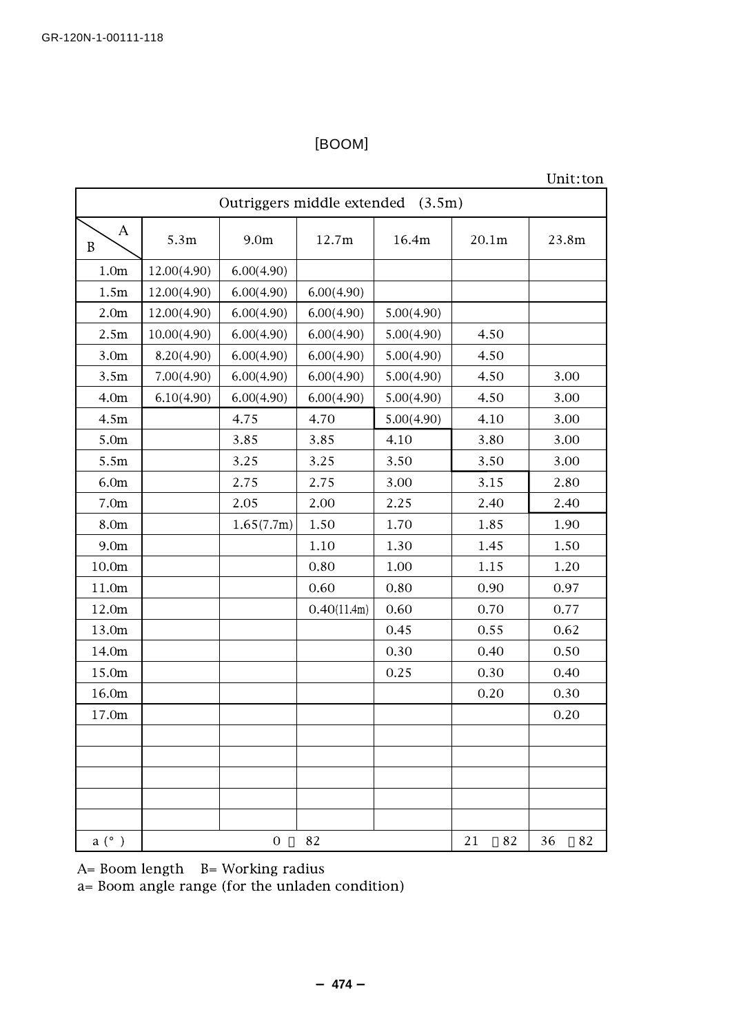[BOOM]

Unit:ton

| Outriggers middle extended (3.5m) | | | | | | |
|---|---|---|---|---|---|---|
| B \ A | 5.3m | 9.0m | 12.7m | 16.4m | 20.1m | 23.8m |
| 1.0m | 12.00(4.90) | 6.00(4.90) | | | | |
| 1.5m | 12.00(4.90) | 6.00(4.90) | 6.00(4.90) | | | |
| 2.0m | 12.00(4.90) | 6.00(4.90) | 6.00(4.90) | 5.00(4.90) | | |
| 2.5m | 10.00(4.90) | 6.00(4.90) | 6.00(4.90) | 5.00(4.90) | 4.50 | |
| 3.0m | 8.20(4.90) | 6.00(4.90) | 6.00(4.90) | 5.00(4.90) | 4.50 | |
| 3.5m | 7.00(4.90) | 6.00(4.90) | 6.00(4.90) | 5.00(4.90) | 4.50 | 3.00 |
| 4.0m | 6.10(4.90) | 6.00(4.90) | 6.00(4.90) | 5.00(4.90) | 4.50 | 3.00 |
| 4.5m | | 4.75 | 4.70 | 5.00(4.90) | 4.10 | 3.00 |
| 5.0m | | 3.85 | 3.85 | 4.10 | 3.80 | 3.00 |
| 5.5m | | 3.25 | 3.25 | 3.50 | 3.50 | 3.00 |
| 6.0m | | 2.75 | 2.75 | 3.00 | 3.15 | 2.80 |
| 7.0m | | 2.05 | 2.00 | 2.25 | 2.40 | 2.40 |
| 8.0m | | 1.65(7.7m) | 1.50 | 1.70 | 1.85 | 1.90 |
| 9.0m | | | 1.10 | 1.30 | 1.45 | 1.50 |
| 10.0m | | | 0.80 | 1.00 | 1.15 | 1.20 |
| 11.0m | | | 0.60 | 0.80 | 0.90 | 0.97 |
| 12.0m | | | 0.40(11.4m) | 0.60 | 0.70 | 0.77 |
| 13.0m | | | | 0.45 | 0.55 | 0.62 |
| 14.0m | | | | 0.30 | 0.40 | 0.50 |
| 15.0m | | | | 0.25 | 0.30 | 0.40 |
| 16.0m | | | | | 0.20 | 0.30 |
| 17.0m | | | | | | 0.20 |
| | | | | | | |
| | | | | | | |
| | | | | | | |
| | | | | | | |
| | | | | | | |
| a (°) | 0 ～ 82 | | | | 21 ～ 82 | 36 ～ 82 |

A= Boom length B= Working radius
a= Boom angle range (for the unladen condition)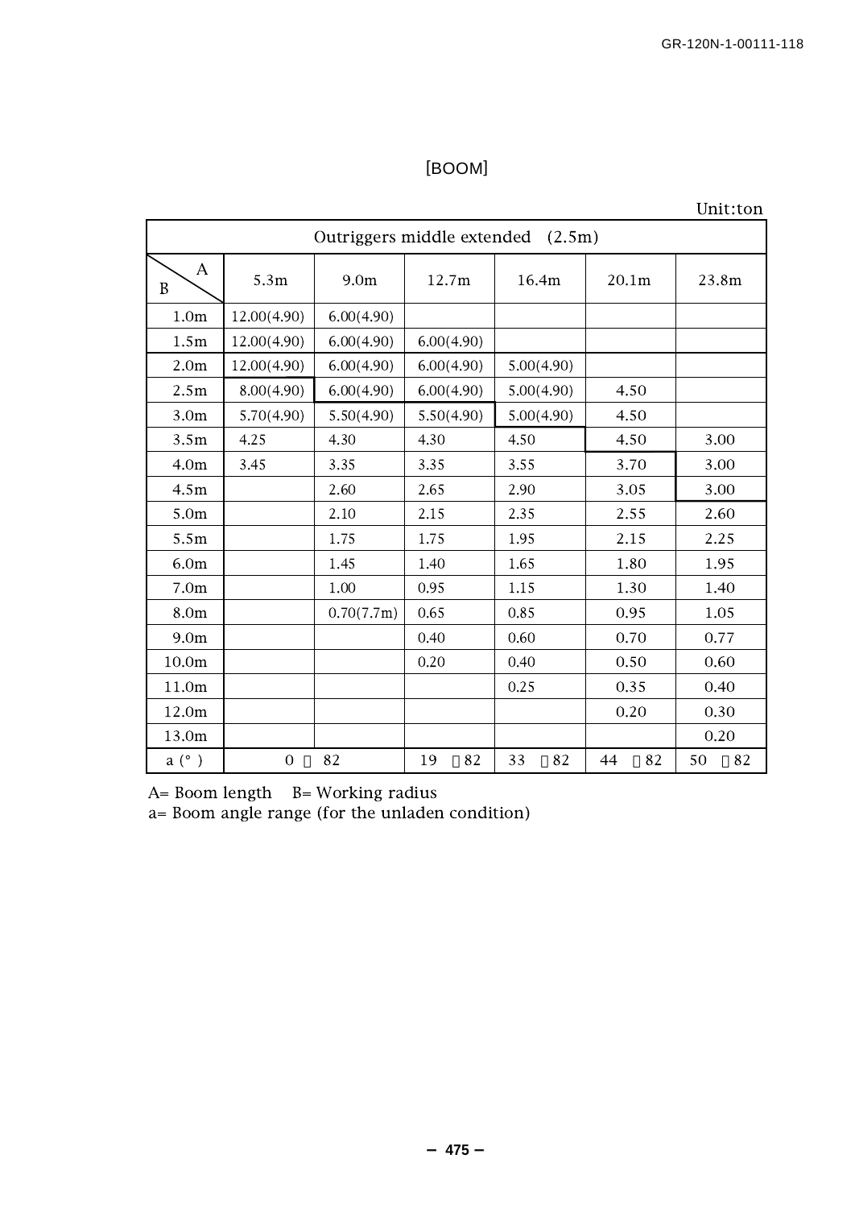## [BOOM]

Unit:ton

| Outriggers middle extended (2.5m) | | | | | | |
|---|---|---|---|---|---|---|
| B \ A | 5.3m | 9.0m | 12.7m | 16.4m | 20.1m | 23.8m |
| 1.0m | 12.00(4.90) | 6.00(4.90) | | | | |
| 1.5m | 12.00(4.90) | 6.00(4.90) | 6.00(4.90) | | | |
| 2.0m | 12.00(4.90) | 6.00(4.90) | 6.00(4.90) | 5.00(4.90) | | |
| 2.5m | 8.00(4.90) | 6.00(4.90) | 6.00(4.90) | 5.00(4.90) | 4.50 | |
| 3.0m | 5.70(4.90) | 5.50(4.90) | 5.50(4.90) | 5.00(4.90) | 4.50 | |
| 3.5m | 4.25 | 4.30 | 4.30 | 4.50 | 4.50 | 3.00 |
| 4.0m | 3.45 | 3.35 | 3.35 | 3.55 | 3.70 | 3.00 |
| 4.5m | | 2.60 | 2.65 | 2.90 | 3.05 | 3.00 |
| 5.0m | | 2.10 | 2.15 | 2.35 | 2.55 | 2.60 |
| 5.5m | | 1.75 | 1.75 | 1.95 | 2.15 | 2.25 |
| 6.0m | | 1.45 | 1.40 | 1.65 | 1.80 | 1.95 |
| 7.0m | | 1.00 | 0.95 | 1.15 | 1.30 | 1.40 |
| 8.0m | | 0.70(7.7m) | 0.65 | 0.85 | 0.95 | 1.05 |
| 9.0m | | | 0.40 | 0.60 | 0.70 | 0.77 |
| 10.0m | | | 0.20 | 0.40 | 0.50 | 0.60 |
| 11.0m | | | | 0.25 | 0.35 | 0.40 |
| 12.0m | | | | | 0.20 | 0.30 |
| 13.0m | | | | | | 0.20 |
| a (°) | 0 ～ 82 | | 19 ～82 | 33 ～82 | 44 ～82 | 50 ～82 |

A= Boom length B= Working radius

a= Boom angle range (for the unladen condition)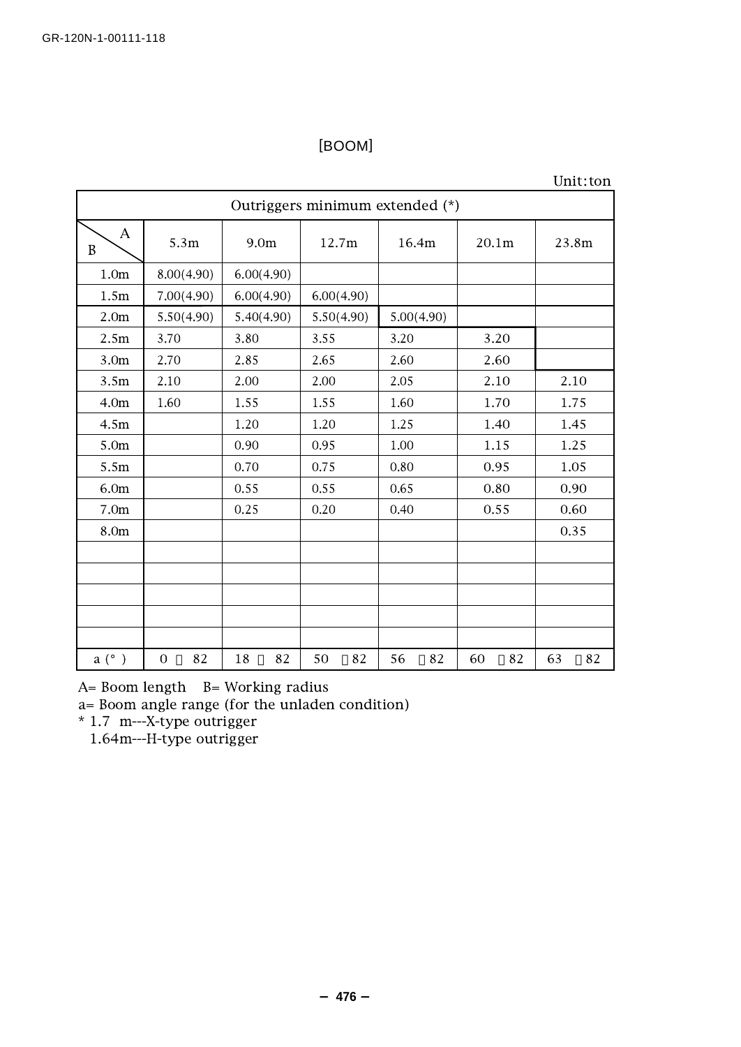[BOOM]

Unit: ton

| Outriggers minimum extended (*) | | | | | | |
|---|---|---|---|---|---|---|
| B \ A | 5.3m | 9.0m | 12.7m | 16.4m | 20.1m | 23.8m |
| 1.0m | 8.00(4.90) | 6.00(4.90) | | | | |
| 1.5m | 7.00(4.90) | 6.00(4.90) | 6.00(4.90) | | | |
| 2.0m | 5.50(4.90) | 5.40(4.90) | 5.50(4.90) | 5.00(4.90) | | |
| 2.5m | 3.70 | 3.80 | 3.55 | 3.20 | 3.20 | |
| 3.0m | 2.70 | 2.85 | 2.65 | 2.60 | 2.60 | |
| 3.5m | 2.10 | 2.00 | 2.00 | 2.05 | 2.10 | 2.10 |
| 4.0m | 1.60 | 1.55 | 1.55 | 1.60 | 1.70 | 1.75 |
| 4.5m | | 1.20 | 1.20 | 1.25 | 1.40 | 1.45 |
| 5.0m | | 0.90 | 0.95 | 1.00 | 1.15 | 1.25 |
| 5.5m | | 0.70 | 0.75 | 0.80 | 0.95 | 1.05 |
| 6.0m | | 0.55 | 0.55 | 0.65 | 0.80 | 0.90 |
| 7.0m | | 0.25 | 0.20 | 0.40 | 0.55 | 0.60 |
| 8.0m | | | | | | 0.35 |
| | | | | | | |
| | | | | | | |
| | | | | | | |
| | | | | | | |
| | | | | | | |
| a (°) | 0 ～ 82 | 18 ～ 82 | 50 ～82 | 56 ～82 | 60 ～82 | 63 ～82 |

A= Boom length B= Working radius

a= Boom angle range (for the unladen condition)

* 1.7 m---X-type outrigger
  1.64m---H-type outrigger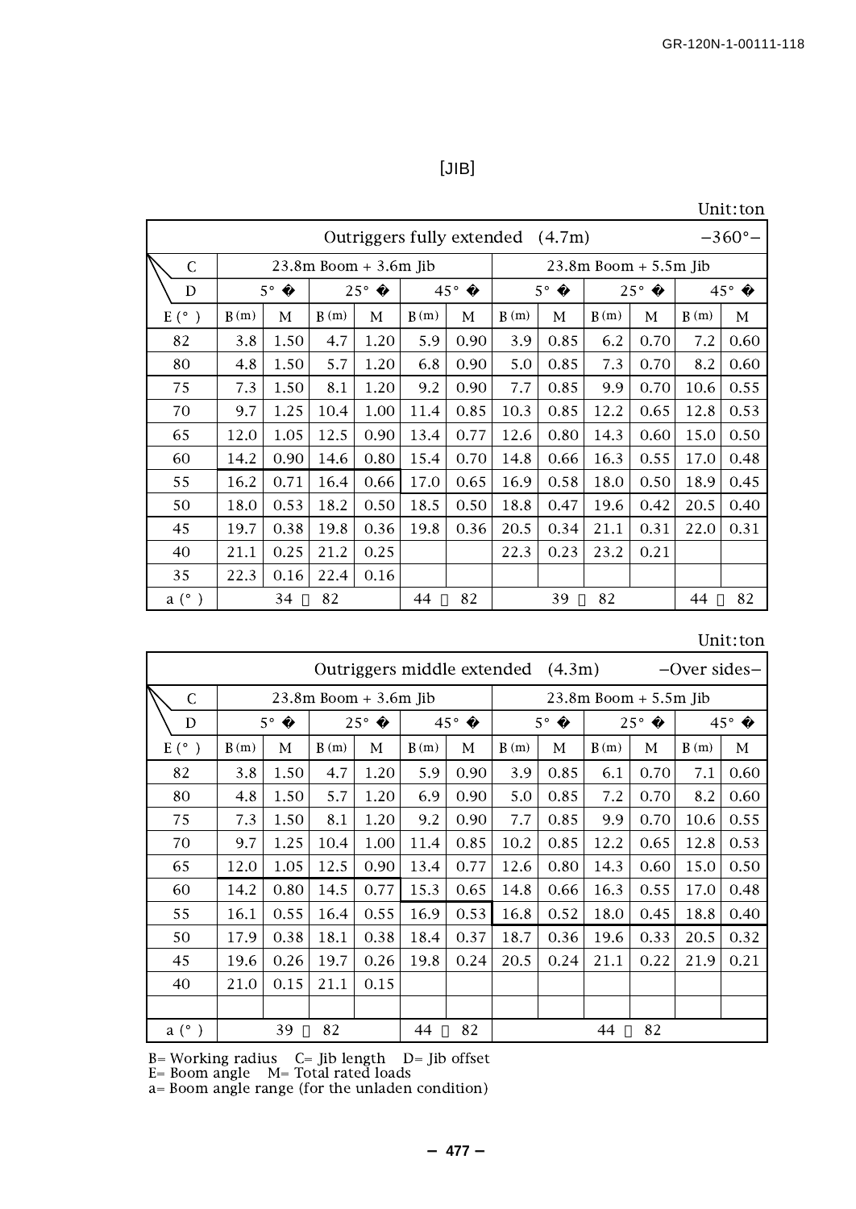[JIB]

Unit: ton

| Outriggers fully extended (4.7m) −360°− | | | | | | | | | | | | |
|---|---|---|---|---|---|---|---|---|---|---|---|---|
| C | 23.8m Boom + 3.6m Jib | | | | | | 23.8m Boom + 5.5m Jib | | | | | |
| D | 5° � | | 25° � | | 45° � | | 5° � | | 25° � | | 45° � | |
| E (°) | B (m) | M | B (m) | M | B (m) | M | B (m) | M | B (m) | M | B (m) | M |
| 82 | 3.8 | 1.50 | 4.7 | 1.20 | 5.9 | 0.90 | 3.9 | 0.85 | 6.2 | 0.70 | 7.2 | 0.60 |
| 80 | 4.8 | 1.50 | 5.7 | 1.20 | 6.8 | 0.90 | 5.0 | 0.85 | 7.3 | 0.70 | 8.2 | 0.60 |
| 75 | 7.3 | 1.50 | 8.1 | 1.20 | 9.2 | 0.90 | 7.7 | 0.85 | 9.9 | 0.70 | 10.6 | 0.55 |
| 70 | 9.7 | 1.25 | 10.4 | 1.00 | 11.4 | 0.85 | 10.3 | 0.85 | 12.2 | 0.65 | 12.8 | 0.53 |
| 65 | 12.0 | 1.05 | 12.5 | 0.90 | 13.4 | 0.77 | 12.6 | 0.80 | 14.3 | 0.60 | 15.0 | 0.50 |
| 60 | 14.2 | 0.90 | 14.6 | 0.80 | 15.4 | 0.70 | 14.8 | 0.66 | 16.3 | 0.55 | 17.0 | 0.48 |
| 55 | 16.2 | 0.71 | 16.4 | 0.66 | 17.0 | 0.65 | 16.9 | 0.58 | 18.0 | 0.50 | 18.9 | 0.45 |
| 50 | 18.0 | 0.53 | 18.2 | 0.50 | 18.5 | 0.50 | 18.8 | 0.47 | 19.6 | 0.42 | 20.5 | 0.40 |
| 45 | 19.7 | 0.38 | 19.8 | 0.36 | 19.8 | 0.36 | 20.5 | 0.34 | 21.1 | 0.31 | 22.0 | 0.31 |
| 40 | 21.1 | 0.25 | 21.2 | 0.25 | | | 22.3 | 0.23 | 23.2 | 0.21 | | |
| 35 | 22.3 | 0.16 | 22.4 | 0.16 | | | | | | | | |
| a (°) | 34 ～ 82 | | | | 44 ～ 82 | | 39 ～ 82 | | | | 44 ～ 82 | |

Unit: ton

| Outriggers middle extended (4.3m) −Over sides− | | | | | | | | | | | | |
|---|---|---|---|---|---|---|---|---|---|---|---|---|
| C | 23.8m Boom + 3.6m Jib | | | | | | 23.8m Boom + 5.5m Jib | | | | | |
| D | 5° � | | 25° � | | 45° � | | 5° � | | 25° � | | 45° � | |
| E (°) | B (m) | M | B (m) | M | B (m) | M | B (m) | M | B (m) | M | B (m) | M |
| 82 | 3.8 | 1.50 | 4.7 | 1.20 | 5.9 | 0.90 | 3.9 | 0.85 | 6.1 | 0.70 | 7.1 | 0.60 |
| 80 | 4.8 | 1.50 | 5.7 | 1.20 | 6.9 | 0.90 | 5.0 | 0.85 | 7.2 | 0.70 | 8.2 | 0.60 |
| 75 | 7.3 | 1.50 | 8.1 | 1.20 | 9.2 | 0.90 | 7.7 | 0.85 | 9.9 | 0.70 | 10.6 | 0.55 |
| 70 | 9.7 | 1.25 | 10.4 | 1.00 | 11.4 | 0.85 | 10.2 | 0.85 | 12.2 | 0.65 | 12.8 | 0.53 |
| 65 | 12.0 | 1.05 | 12.5 | 0.90 | 13.4 | 0.77 | 12.6 | 0.80 | 14.3 | 0.60 | 15.0 | 0.50 |
| 60 | 14.2 | 0.80 | 14.5 | 0.77 | 15.3 | 0.65 | 14.8 | 0.66 | 16.3 | 0.55 | 17.0 | 0.48 |
| 55 | 16.1 | 0.55 | 16.4 | 0.55 | 16.9 | 0.53 | 16.8 | 0.52 | 18.0 | 0.45 | 18.8 | 0.40 |
| 50 | 17.9 | 0.38 | 18.1 | 0.38 | 18.4 | 0.37 | 18.7 | 0.36 | 19.6 | 0.33 | 20.5 | 0.32 |
| 45 | 19.6 | 0.26 | 19.7 | 0.26 | 19.8 | 0.24 | 20.5 | 0.24 | 21.1 | 0.22 | 21.9 | 0.21 |
| 40 | 21.0 | 0.15 | 21.1 | 0.15 | | | | | | | | |
| | | | | | | | | | | | | |
| a (°) | 39 ～ 82 | | | | 44 ～ 82 | | 44 ～ 82 | | | | | |

B= Working radius C= Jib length D= Jib offset
E= Boom angle M= Total rated loads
a= Boom angle range (for the unladen condition)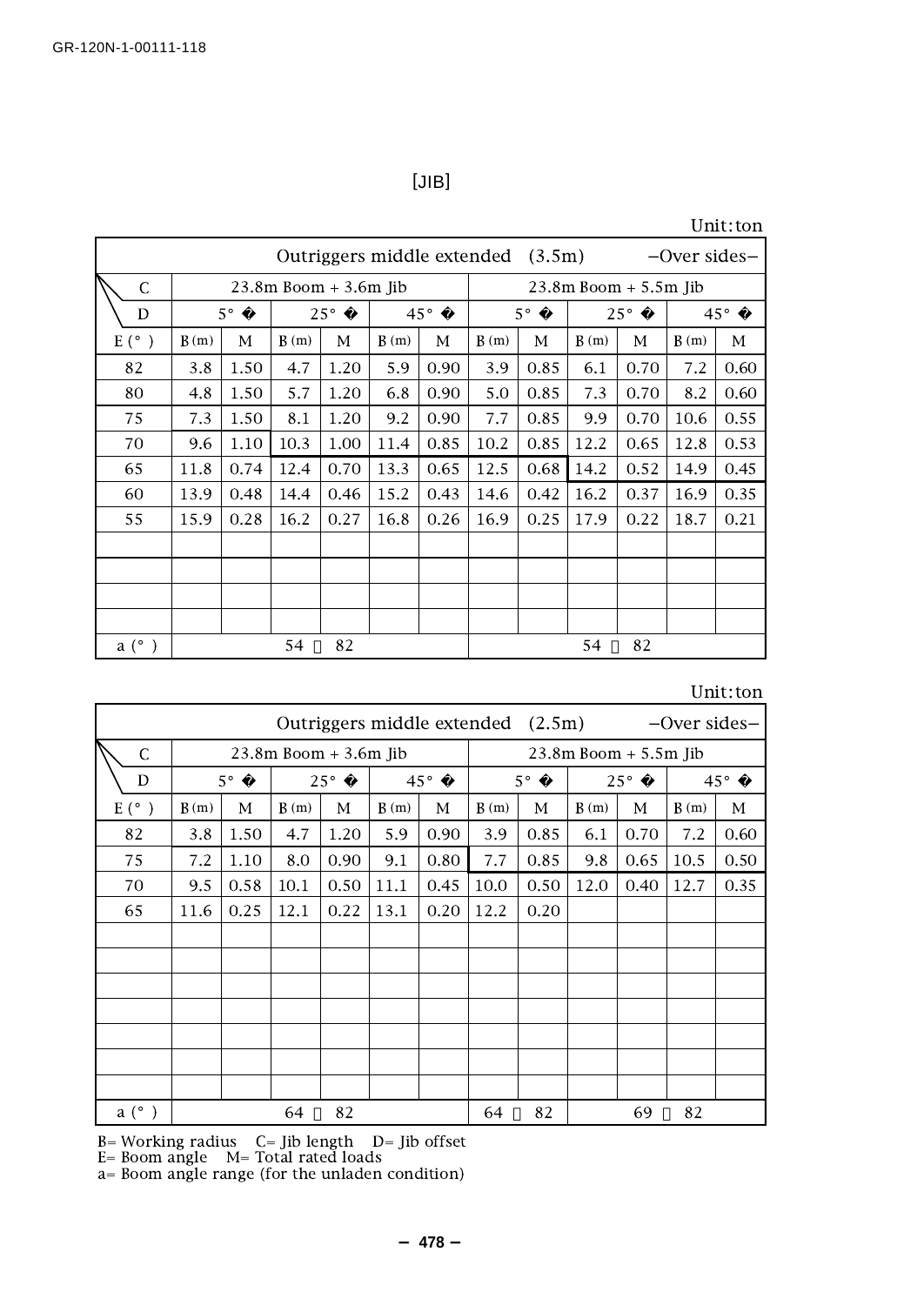[JIB]

Unit: ton

| Outriggers middle extended (3.5m) −Over sides− | | | | | | | | | | | | |
|---|---|---|---|---|---|---|---|---|---|---|---|---|
| C | 23.8m Boom + 3.6m Jib | | | | | | 23.8m Boom + 5.5m Jib | | | | | |
| D | 5° � | | 25° � | | 45° � | | 5° � | | 25° � | | 45° � | |
| E (°) | B (m) | M | B (m) | M | B (m) | M | B (m) | M | B (m) | M | B (m) | M |
| 82 | 3.8 | 1.50 | 4.7 | 1.20 | 5.9 | 0.90 | 3.9 | 0.85 | 6.1 | 0.70 | 7.2 | 0.60 |
| 80 | 4.8 | 1.50 | 5.7 | 1.20 | 6.8 | 0.90 | 5.0 | 0.85 | 7.3 | 0.70 | 8.2 | 0.60 |
| 75 | 7.3 | 1.50 | 8.1 | 1.20 | 9.2 | 0.90 | 7.7 | 0.85 | 9.9 | 0.70 | 10.6 | 0.55 |
| 70 | 9.6 | 1.10 | 10.3 | 1.00 | 11.4 | 0.85 | 10.2 | 0.85 | 12.2 | 0.65 | 12.8 | 0.53 |
| 65 | 11.8 | 0.74 | 12.4 | 0.70 | 13.3 | 0.65 | 12.5 | 0.68 | 14.2 | 0.52 | 14.9 | 0.45 |
| 60 | 13.9 | 0.48 | 14.4 | 0.46 | 15.2 | 0.43 | 14.6 | 0.42 | 16.2 | 0.37 | 16.9 | 0.35 |
| 55 | 15.9 | 0.28 | 16.2 | 0.27 | 16.8 | 0.26 | 16.9 | 0.25 | 17.9 | 0.22 | 18.7 | 0.21 |
| | | | | | | | | | | | | |
| | | | | | | | | | | | | |
| | | | | | | | | | | | | |
| | | | | | | | | | | | | |
| a (°) | 54 〜 82 | | | | | | 54 〜 82 | | | | | |

Unit: ton

| Outriggers middle extended (2.5m) −Over sides− | | | | | | | | | | | | |
|---|---|---|---|---|---|---|---|---|---|---|---|---|
| C | 23.8m Boom + 3.6m Jib | | | | | | 23.8m Boom + 5.5m Jib | | | | | |
| D | 5° � | | 25° � | | 45° � | | 5° � | | 25° � | | 45° � | |
| E (°) | B (m) | M | B (m) | M | B (m) | M | B (m) | M | B (m) | M | B (m) | M |
| 82 | 3.8 | 1.50 | 4.7 | 1.20 | 5.9 | 0.90 | 3.9 | 0.85 | 6.1 | 0.70 | 7.2 | 0.60 |
| 75 | 7.2 | 1.10 | 8.0 | 0.90 | 9.1 | 0.80 | 7.7 | 0.85 | 9.8 | 0.65 | 10.5 | 0.50 |
| 70 | 9.5 | 0.58 | 10.1 | 0.50 | 11.1 | 0.45 | 10.0 | 0.50 | 12.0 | 0.40 | 12.7 | 0.35 |
| 65 | 11.6 | 0.25 | 12.1 | 0.22 | 13.1 | 0.20 | 12.2 | 0.20 | | | | |
| | | | | | | | | | | | | |
| | | | | | | | | | | | | |
| | | | | | | | | | | | | |
| | | | | | | | | | | | | |
| | | | | | | | | | | | | |
| | | | | | | | | | | | | |
| | | | | | | | | | | | | |
| a (°) | 64 〜 82 | | | | | | 64 〜 82 | | 69 〜 82 | | | |

B= Working radius C= Jib length D= Jib offset
E= Boom angle M= Total rated loads
a= Boom angle range (for the unladen condition)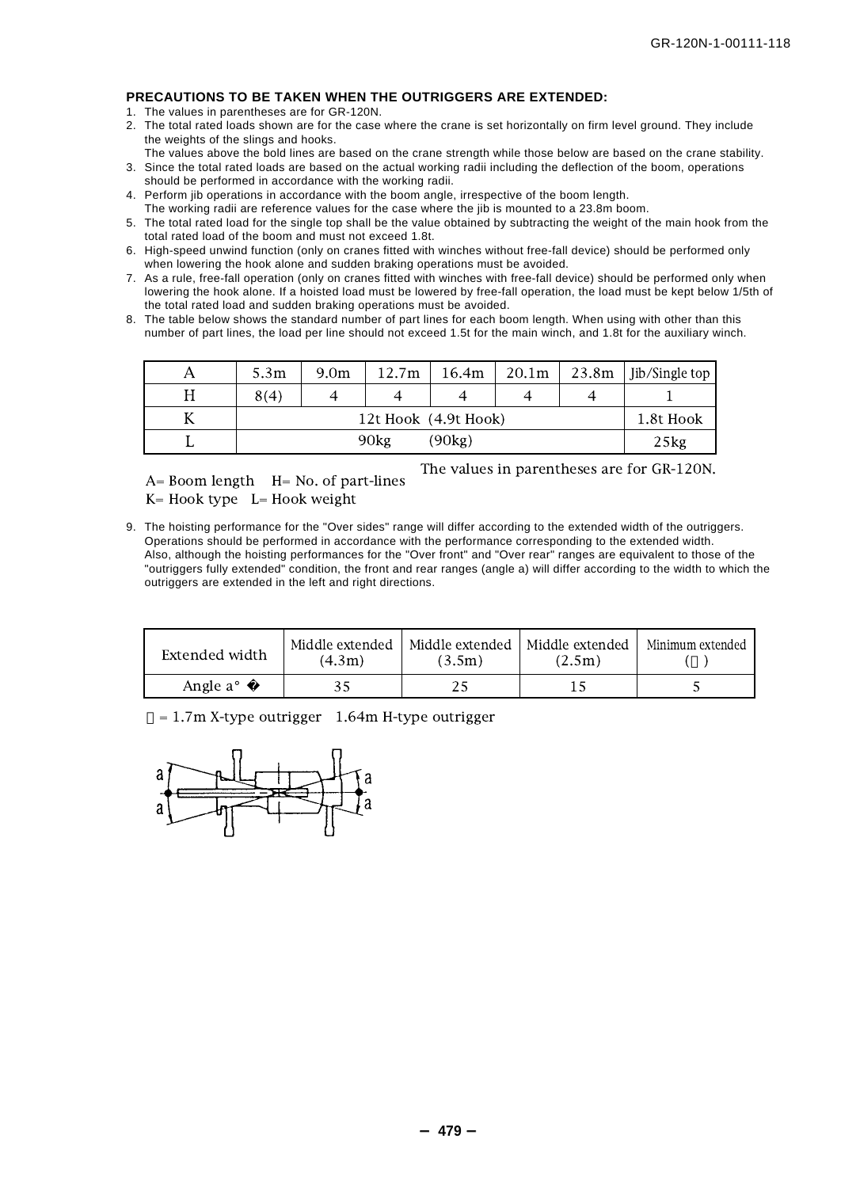**PRECAUTIONS TO BE TAKEN WHEN THE OUTRIGGERS ARE EXTENDED:**

1. The values in parentheses are for GR-120N.
2. The total rated loads shown are for the case where the crane is set horizontally on firm level ground. They include the weights of the slings and hooks.
   The values above the bold lines are based on the crane strength while those below are based on the crane stability.
3. Since the total rated loads are based on the actual working radii including the deflection of the boom, operations should be performed in accordance with the working radii.
4. Perform jib operations in accordance with the boom angle, irrespective of the boom length.
   The working radii are reference values for the case where the jib is mounted to a 23.8m boom.
5. The total rated load for the single top shall be the value obtained by subtracting the weight of the main hook from the total rated load of the boom and must not exceed 1.8t.
6. High-speed unwind function (only on cranes fitted with winches without free-fall device) should be performed only when lowering the hook alone and sudden braking operations must be avoided.
7. As a rule, free-fall operation (only on cranes fitted with winches with free-fall device) should be performed only when lowering the hook alone. If a hoisted load must be lowered by free-fall operation, the load must be kept below 1/5th of the total rated load and sudden braking operations must be avoided.
8. The table below shows the standard number of part lines for each boom length. When using with other than this number of part lines, the load per line should not exceed 1.5t for the main winch, and 1.8t for the auxiliary winch.

| A | 5.3m | 9.0m | 12.7m | 16.4m | 20.1m | 23.8m | Jib/Single top |
|---|---|---|---|---|---|---|---|
| H | 8(4) | 4 | 4 | 4 | 4 | 4 | 1 |
| K | 12t Hook (4.9t Hook) | | | | | | 1.8t Hook |
| L | 90kg (90kg) | | | | | | 25kg |

The values in parentheses are for GR-120N.

A= Boom length H= No. of part-lines
K= Hook type L= Hook weight

9. The hoisting performance for the "Over sides" range will differ according to the extended width of the outriggers. Operations should be performed in accordance with the performance corresponding to the extended width.
   Also, although the hoisting performances for the "Over front" and "Over rear" ranges are equivalent to those of the "outriggers fully extended" condition, the front and rear ranges (angle a) will differ according to the width to which the outriggers are extended in the left and right directions.

| Extended width | Middle extended (4.3m) | Middle extended (3.5m) | Middle extended (2.5m) | Minimum extended (※) |
|---|---|---|---|---|
| Angle a° | 35 | 25 | 15 | 5 |

※ = 1.7m X-type outrigger 1.64m H-type outrigger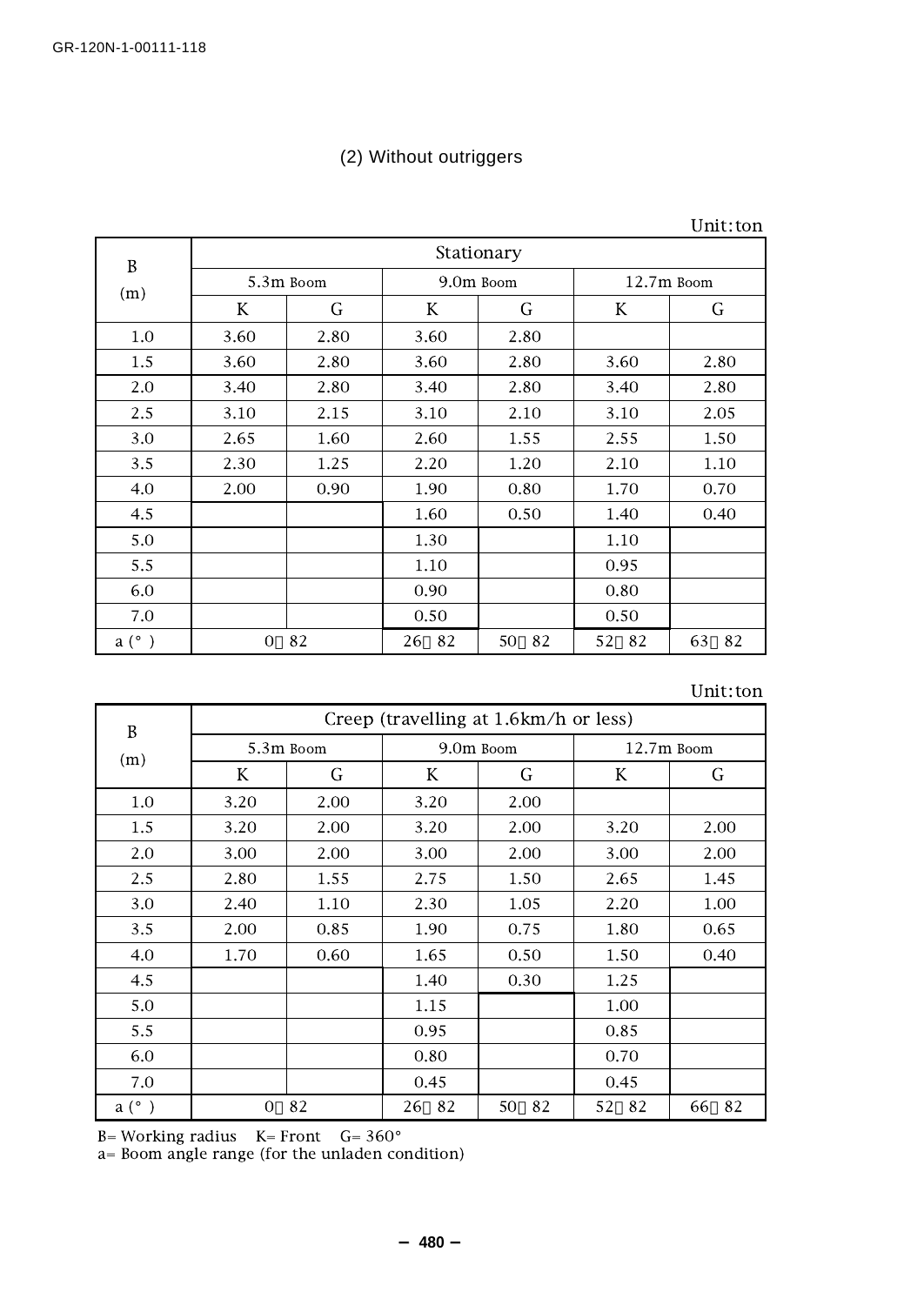(2) Without outriggers

Unit: ton

| B (m) | Stationary | | | | | |
|---|---|---|---|---|---|---|
| | 5.3m Boom | | 9.0m Boom | | 12.7m Boom | |
| | K | G | K | G | K | G |
| 1.0 | 3.60 | 2.80 | 3.60 | 2.80 | | |
| 1.5 | 3.60 | 2.80 | 3.60 | 2.80 | 3.60 | 2.80 |
| 2.0 | 3.40 | 2.80 | 3.40 | 2.80 | 3.40 | 2.80 |
| 2.5 | 3.10 | 2.15 | 3.10 | 2.10 | 3.10 | 2.05 |
| 3.0 | 2.65 | 1.60 | 2.60 | 1.55 | 2.55 | 1.50 |
| 3.5 | 2.30 | 1.25 | 2.20 | 1.20 | 2.10 | 1.10 |
| 4.0 | 2.00 | 0.90 | 1.90 | 0.80 | 1.70 | 0.70 |
| 4.5 | | | 1.60 | 0.50 | 1.40 | 0.40 |
| 5.0 | | | 1.30 | | 1.10 | |
| 5.5 | | | 1.10 | | 0.95 | |
| 6.0 | | | 0.90 | | 0.80 | |
| 7.0 | | | 0.50 | | 0.50 | |
| a (°) | 0～82 | | 26～82 | 50～82 | 52～82 | 63～82 |

Unit: ton

| B (m) | Creep (travelling at 1.6km/h or less) | | | | | |
|---|---|---|---|---|---|---|
| | 5.3m Boom | | 9.0m Boom | | 12.7m Boom | |
| | K | G | K | G | K | G |
| 1.0 | 3.20 | 2.00 | 3.20 | 2.00 | | |
| 1.5 | 3.20 | 2.00 | 3.20 | 2.00 | 3.20 | 2.00 |
| 2.0 | 3.00 | 2.00 | 3.00 | 2.00 | 3.00 | 2.00 |
| 2.5 | 2.80 | 1.55 | 2.75 | 1.50 | 2.65 | 1.45 |
| 3.0 | 2.40 | 1.10 | 2.30 | 1.05 | 2.20 | 1.00 |
| 3.5 | 2.00 | 0.85 | 1.90 | 0.75 | 1.80 | 0.65 |
| 4.0 | 1.70 | 0.60 | 1.65 | 0.50 | 1.50 | 0.40 |
| 4.5 | | | 1.40 | 0.30 | 1.25 | |
| 5.0 | | | 1.15 | | 1.00 | |
| 5.5 | | | 0.95 | | 0.85 | |
| 6.0 | | | 0.80 | | 0.70 | |
| 7.0 | | | 0.45 | | 0.45 | |
| a (°) | 0～82 | | 26～82 | 50～82 | 52～82 | 66～82 |

B= Working radius K= Front G= 360°
a= Boom angle range (for the unladen condition)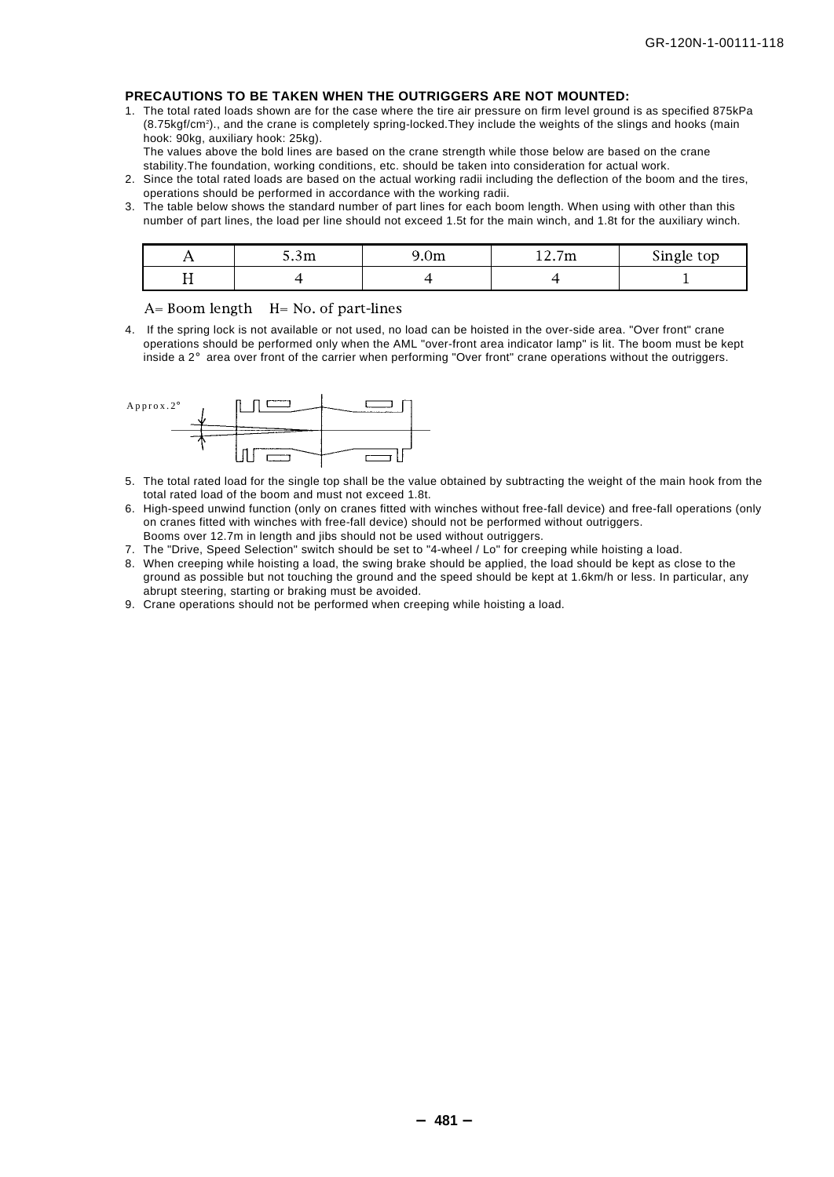**PRECAUTIONS TO BE TAKEN WHEN THE OUTRIGGERS ARE NOT MOUNTED:**

1. The total rated loads shown are for the case where the tire air pressure on firm level ground is as specified 875kPa (8.75kgf/cm$^2$)., and the crane is completely spring-locked.They include the weights of the slings and hooks (main hook: 90kg, auxiliary hook: 25kg).
   The values above the bold lines are based on the crane strength while those below are based on the crane stability.The foundation, working conditions, etc. should be taken into consideration for actual work.
2. Since the total rated loads are based on the actual working radii including the deflection of the boom and the tires, operations should be performed in accordance with the working radii.
3. The table below shows the standard number of part lines for each boom length. When using with other than this number of part lines, the load per line should not exceed 1.5t for the main winch, and 1.8t for the auxiliary winch.

| A | 5.3m | 9.0m | 12.7m | Single top |
|---|---|---|---|---|
| H | 4 | 4 | 4 | 1 |

A= Boom length  H= No. of part-lines

4. If the spring lock is not available or not used, no load can be hoisted in the over-side area. "Over front" crane operations should be performed only when the AML "over-front area indicator lamp" is lit. The boom must be kept inside a 2° area over front of the carrier when performing "Over front" crane operations without the outriggers.

Approx.2°

5. The total rated load for the single top shall be the value obtained by subtracting the weight of the main hook from the total rated load of the boom and must not exceed 1.8t.
6. High-speed unwind function (only on cranes fitted with winches without free-fall device) and free-fall operations (only on cranes fitted with winches with free-fall device) should not be performed without outriggers.
   Booms over 12.7m in length and jibs should not be used without outriggers.
7. The "Drive, Speed Selection" switch should be set to "4-wheel / Lo" for creeping while hoisting a load.
8. When creeping while hoisting a load, the swing brake should be applied, the load should be kept as close to the ground as possible but not touching the ground and the speed should be kept at 1.6km/h or less. In particular, any abrupt steering, starting or braking must be avoided.
9. Crane operations should not be performed when creeping while hoisting a load.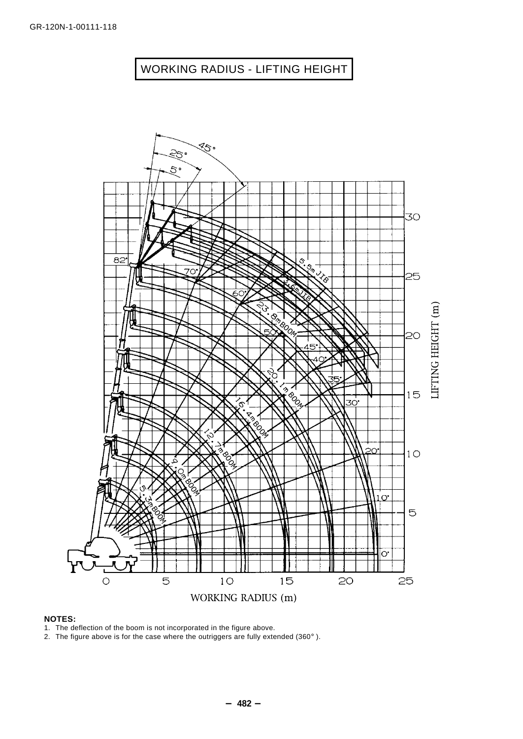GR-120N-1-00111-118

# WORKING RADIUS - LIFTING HEIGHT

**NOTES:**

1. The deflection of the boom is not incorporated in the figure above.
2. The figure above is for the case where the outriggers are fully extended (360° ).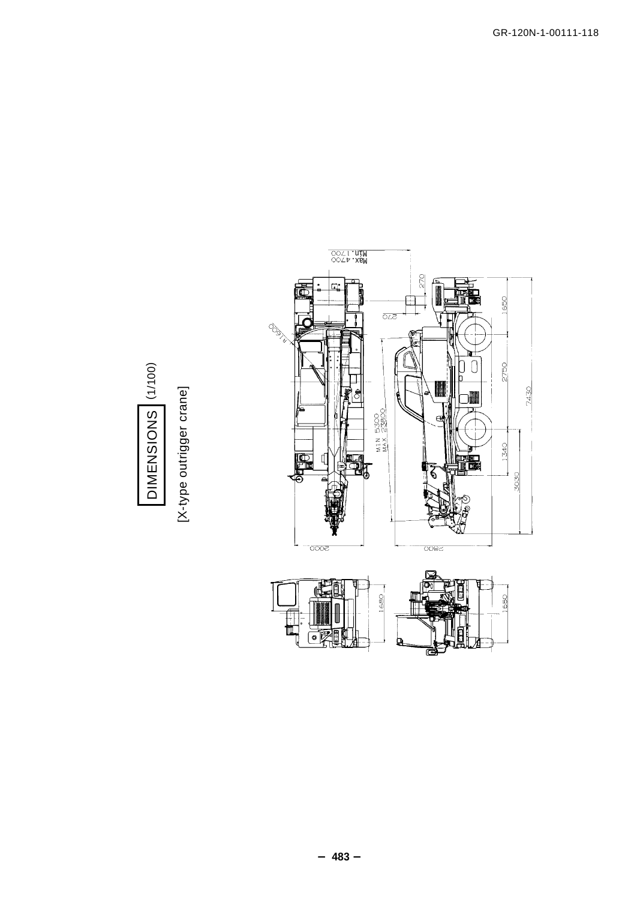# DIMENSIONS (1/100)

[X-type outrigger crane]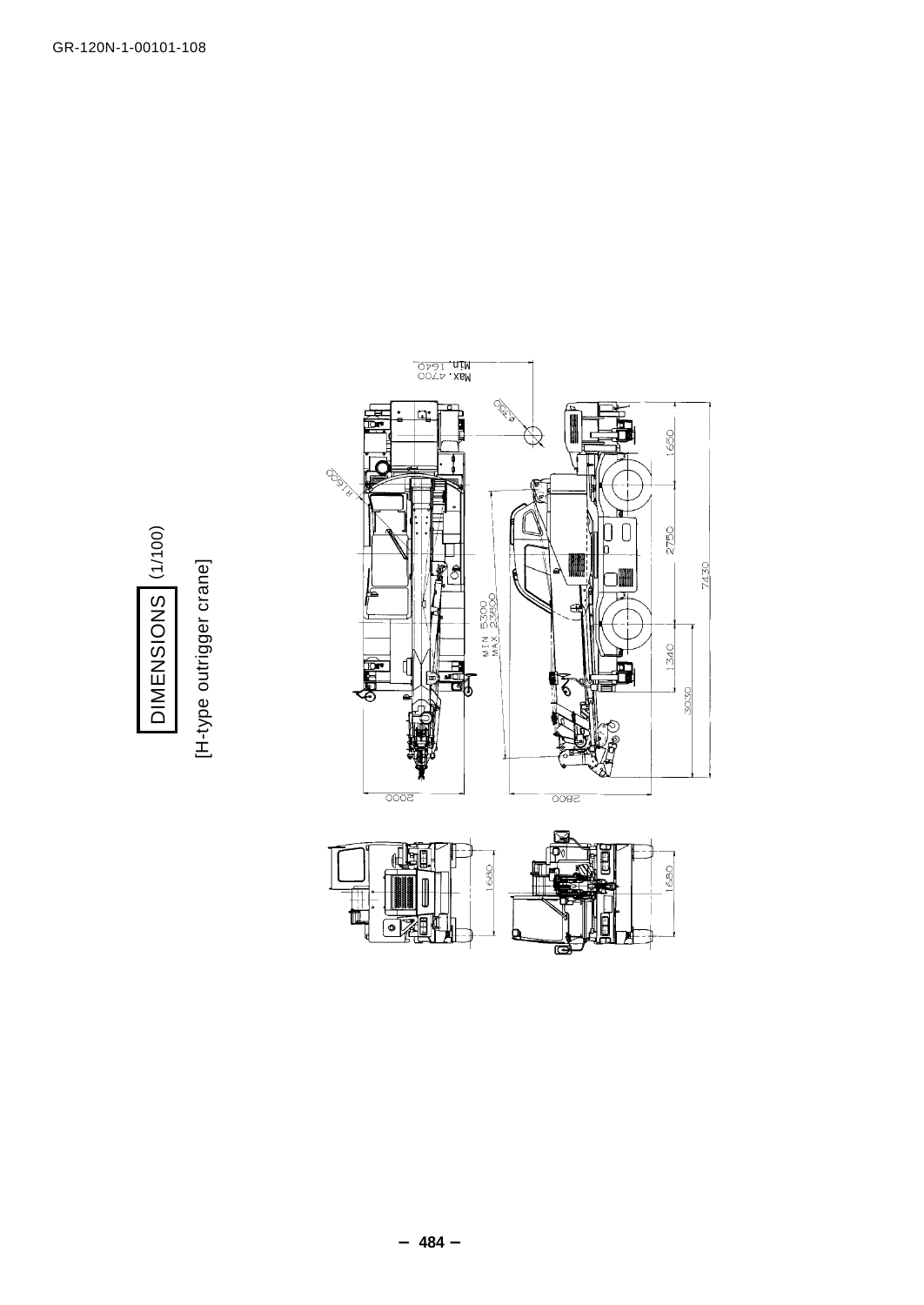# DIMENSIONS (1/100)

[H-type outrigger crane]

Max. 4700
Min. 1640

ø3300

R1600

MIN 5300
MAX 23800

1650

2750

7430

1340

3030

2000

2800

1680

1680